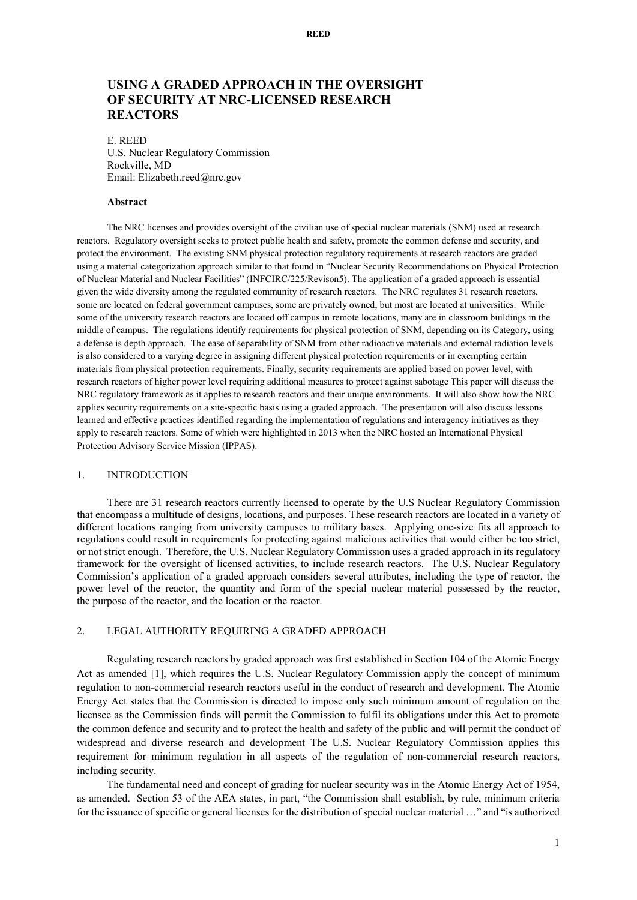# USING A GRADED APPROACH IN THE OVERSIGHT OF SECURITY AT NRC-LICENSED RESEARCH REACTORS

E. REED
U.S. Nuclear Regulatory Commission
Rockville, MD
Email: Elizabeth.reed@nrc.gov

**Abstract**

The NRC licenses and provides oversight of the civilian use of special nuclear materials (SNM) used at research reactors. Regulatory oversight seeks to protect public health and safety, promote the common defense and security, and protect the environment. The existing SNM physical protection regulatory requirements at research reactors are graded using a material categorization approach similar to that found in "Nuclear Security Recommendations on Physical Protection of Nuclear Material and Nuclear Facilities" (INFCIRC/225/Revison5). The application of a graded approach is essential given the wide diversity among the regulated community of research reactors. The NRC regulates 31 research reactors, some are located on federal government campuses, some are privately owned, but most are located at universities. While some of the university research reactors are located off campus in remote locations, many are in classroom buildings in the middle of campus. The regulations identify requirements for physical protection of SNM, depending on its Category, using a defense is depth approach. The ease of separability of SNM from other radioactive materials and external radiation levels is also considered to a varying degree in assigning different physical protection requirements or in exempting certain materials from physical protection requirements. Finally, security requirements are applied based on power level, with research reactors of higher power level requiring additional measures to protect against sabotage This paper will discuss the NRC regulatory framework as it applies to research reactors and their unique environments. It will also show how the NRC applies security requirements on a site-specific basis using a graded approach. The presentation will also discuss lessons learned and effective practices identified regarding the implementation of regulations and interagency initiatives as they apply to research reactors. Some of which were highlighted in 2013 when the NRC hosted an International Physical Protection Advisory Service Mission (IPPAS).

## 1. INTRODUCTION

There are 31 research reactors currently licensed to operate by the U.S Nuclear Regulatory Commission that encompass a multitude of designs, locations, and purposes. These research reactors are located in a variety of different locations ranging from university campuses to military bases. Applying one-size fits all approach to regulations could result in requirements for protecting against malicious activities that would either be too strict, or not strict enough. Therefore, the U.S. Nuclear Regulatory Commission uses a graded approach in its regulatory framework for the oversight of licensed activities, to include research reactors. The U.S. Nuclear Regulatory Commission's application of a graded approach considers several attributes, including the type of reactor, the power level of the reactor, the quantity and form of the special nuclear material possessed by the reactor, the purpose of the reactor, and the location or the reactor.

## 2. LEGAL AUTHORITY REQUIRING A GRADED APPROACH

Regulating research reactors by graded approach was first established in Section 104 of the Atomic Energy Act as amended [1], which requires the U.S. Nuclear Regulatory Commission apply the concept of minimum regulation to non-commercial research reactors useful in the conduct of research and development. The Atomic Energy Act states that the Commission is directed to impose only such minimum amount of regulation on the licensee as the Commission finds will permit the Commission to fulfil its obligations under this Act to promote the common defence and security and to protect the health and safety of the public and will permit the conduct of widespread and diverse research and development The U.S. Nuclear Regulatory Commission applies this requirement for minimum regulation in all aspects of the regulation of non-commercial research reactors, including security.

The fundamental need and concept of grading for nuclear security was in the Atomic Energy Act of 1954, as amended. Section 53 of the AEA states, in part, "the Commission shall establish, by rule, minimum criteria for the issuance of specific or general licenses for the distribution of special nuclear material …" and "is authorized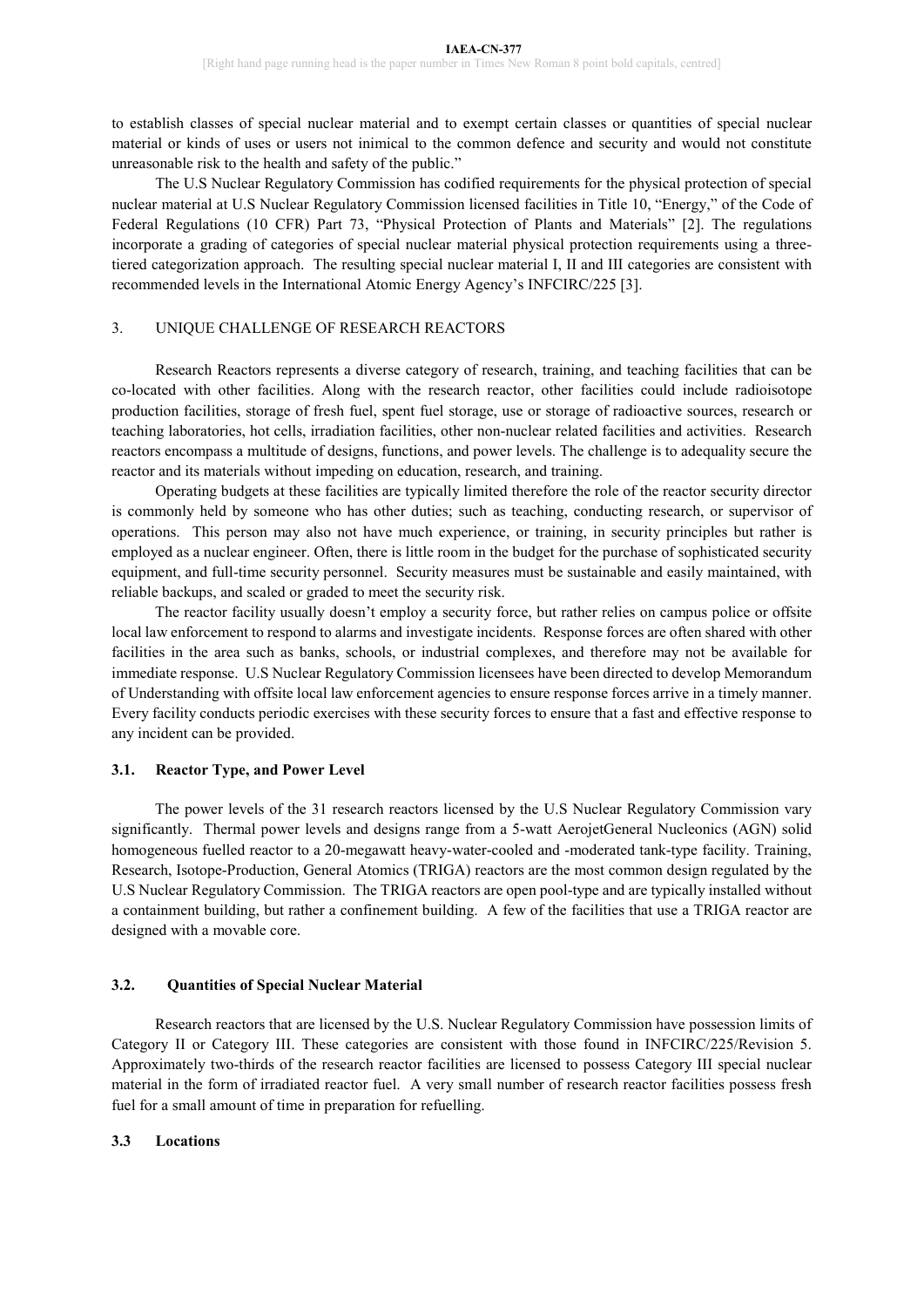to establish classes of special nuclear material and to exempt certain classes or quantities of special nuclear material or kinds of uses or users not inimical to the common defence and security and would not constitute unreasonable risk to the health and safety of the public."

The U.S Nuclear Regulatory Commission has codified requirements for the physical protection of special nuclear material at U.S Nuclear Regulatory Commission licensed facilities in Title 10, "Energy," of the Code of Federal Regulations (10 CFR) Part 73, "Physical Protection of Plants and Materials" [2]. The regulations incorporate a grading of categories of special nuclear material physical protection requirements using a three-tiered categorization approach. The resulting special nuclear material I, II and III categories are consistent with recommended levels in the International Atomic Energy Agency's INFCIRC/225 [3].

## 3. UNIQUE CHALLENGE OF RESEARCH REACTORS

Research Reactors represents a diverse category of research, training, and teaching facilities that can be co-located with other facilities. Along with the research reactor, other facilities could include radioisotope production facilities, storage of fresh fuel, spent fuel storage, use or storage of radioactive sources, research or teaching laboratories, hot cells, irradiation facilities, other non-nuclear related facilities and activities. Research reactors encompass a multitude of designs, functions, and power levels. The challenge is to adequality secure the reactor and its materials without impeding on education, research, and training.

Operating budgets at these facilities are typically limited therefore the role of the reactor security director is commonly held by someone who has other duties; such as teaching, conducting research, or supervisor of operations. This person may also not have much experience, or training, in security principles but rather is employed as a nuclear engineer. Often, there is little room in the budget for the purchase of sophisticated security equipment, and full-time security personnel. Security measures must be sustainable and easily maintained, with reliable backups, and scaled or graded to meet the security risk.

The reactor facility usually doesn't employ a security force, but rather relies on campus police or offsite local law enforcement to respond to alarms and investigate incidents. Response forces are often shared with other facilities in the area such as banks, schools, or industrial complexes, and therefore may not be available for immediate response. U.S Nuclear Regulatory Commission licensees have been directed to develop Memorandum of Understanding with offsite local law enforcement agencies to ensure response forces arrive in a timely manner. Every facility conducts periodic exercises with these security forces to ensure that a fast and effective response to any incident can be provided.

### 3.1. Reactor Type, and Power Level

The power levels of the 31 research reactors licensed by the U.S Nuclear Regulatory Commission vary significantly. Thermal power levels and designs range from a 5-watt AerojetGeneral Nucleonics (AGN) solid homogeneous fuelled reactor to a 20-megawatt heavy-water-cooled and -moderated tank-type facility. Training, Research, Isotope-Production, General Atomics (TRIGA) reactors are the most common design regulated by the U.S Nuclear Regulatory Commission. The TRIGA reactors are open pool-type and are typically installed without a containment building, but rather a confinement building. A few of the facilities that use a TRIGA reactor are designed with a movable core.

### 3.2. Quantities of Special Nuclear Material

Research reactors that are licensed by the U.S. Nuclear Regulatory Commission have possession limits of Category II or Category III. These categories are consistent with those found in INFCIRC/225/Revision 5. Approximately two-thirds of the research reactor facilities are licensed to possess Category III special nuclear material in the form of irradiated reactor fuel. A very small number of research reactor facilities possess fresh fuel for a small amount of time in preparation for refuelling.

### 3.3 Locations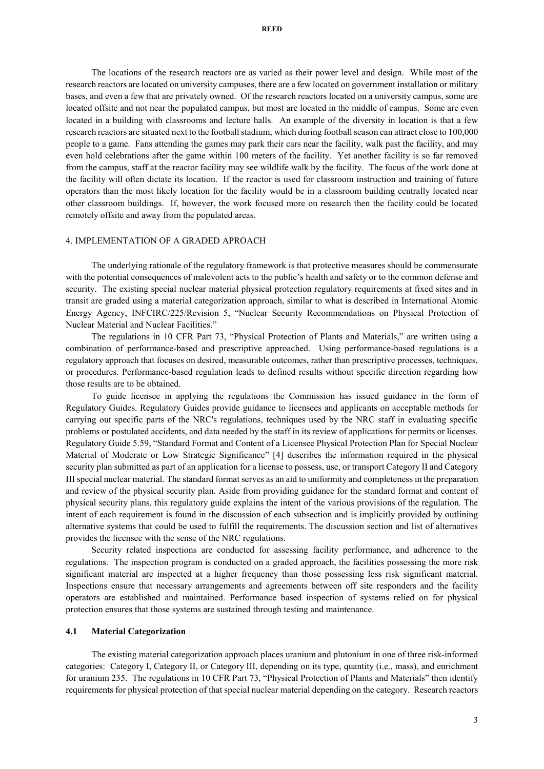The locations of the research reactors are as varied as their power level and design. While most of the research reactors are located on university campuses, there are a few located on government installation or military bases, and even a few that are privately owned. Of the research reactors located on a university campus, some are located offsite and not near the populated campus, but most are located in the middle of campus. Some are even located in a building with classrooms and lecture halls. An example of the diversity in location is that a few research reactors are situated next to the football stadium, which during football season can attract close to 100,000 people to a game. Fans attending the games may park their cars near the facility, walk past the facility, and may even hold celebrations after the game within 100 meters of the facility. Yet another facility is so far removed from the campus, staff at the reactor facility may see wildlife walk by the facility. The focus of the work done at the facility will often dictate its location. If the reactor is used for classroom instruction and training of future operators than the most likely location for the facility would be in a classroom building centrally located near other classroom buildings. If, however, the work focused more on research then the facility could be located remotely offsite and away from the populated areas.

## 4. IMPLEMENTATION OF A GRADED APROACH

The underlying rationale of the regulatory framework is that protective measures should be commensurate with the potential consequences of malevolent acts to the public's health and safety or to the common defense and security. The existing special nuclear material physical protection regulatory requirements at fixed sites and in transit are graded using a material categorization approach, similar to what is described in International Atomic Energy Agency, INFCIRC/225/Revision 5, "Nuclear Security Recommendations on Physical Protection of Nuclear Material and Nuclear Facilities."

The regulations in 10 CFR Part 73, "Physical Protection of Plants and Materials," are written using a combination of performance-based and prescriptive approached. Using performance-based regulations is a regulatory approach that focuses on desired, measurable outcomes, rather than prescriptive processes, techniques, or procedures. Performance-based regulation leads to defined results without specific direction regarding how those results are to be obtained.

To guide licensee in applying the regulations the Commission has issued guidance in the form of Regulatory Guides. Regulatory Guides provide guidance to licensees and applicants on acceptable methods for carrying out specific parts of the NRC's regulations, techniques used by the NRC staff in evaluating specific problems or postulated accidents, and data needed by the staff in its review of applications for permits or licenses. Regulatory Guide 5.59, "Standard Format and Content of a Licensee Physical Protection Plan for Special Nuclear Material of Moderate or Low Strategic Significance" [4] describes the information required in the physical security plan submitted as part of an application for a license to possess, use, or transport Category II and Category III special nuclear material. The standard format serves as an aid to uniformity and completeness in the preparation and review of the physical security plan. Aside from providing guidance for the standard format and content of physical security plans, this regulatory guide explains the intent of the various provisions of the regulation. The intent of each requirement is found in the discussion of each subsection and is implicitly provided by outlining alternative systems that could be used to fulfill the requirements. The discussion section and list of alternatives provides the licensee with the sense of the NRC regulations.

Security related inspections are conducted for assessing facility performance, and adherence to the regulations. The inspection program is conducted on a graded approach, the facilities possessing the more risk significant material are inspected at a higher frequency than those possessing less risk significant material. Inspections ensure that necessary arrangements and agreements between off site responders and the facility operators are established and maintained. Performance based inspection of systems relied on for physical protection ensures that those systems are sustained through testing and maintenance.

### 4.1 Material Categorization

The existing material categorization approach places uranium and plutonium in one of three risk-informed categories: Category I, Category II, or Category III, depending on its type, quantity (i.e., mass), and enrichment for uranium 235. The regulations in 10 CFR Part 73, "Physical Protection of Plants and Materials" then identify requirements for physical protection of that special nuclear material depending on the category. Research reactors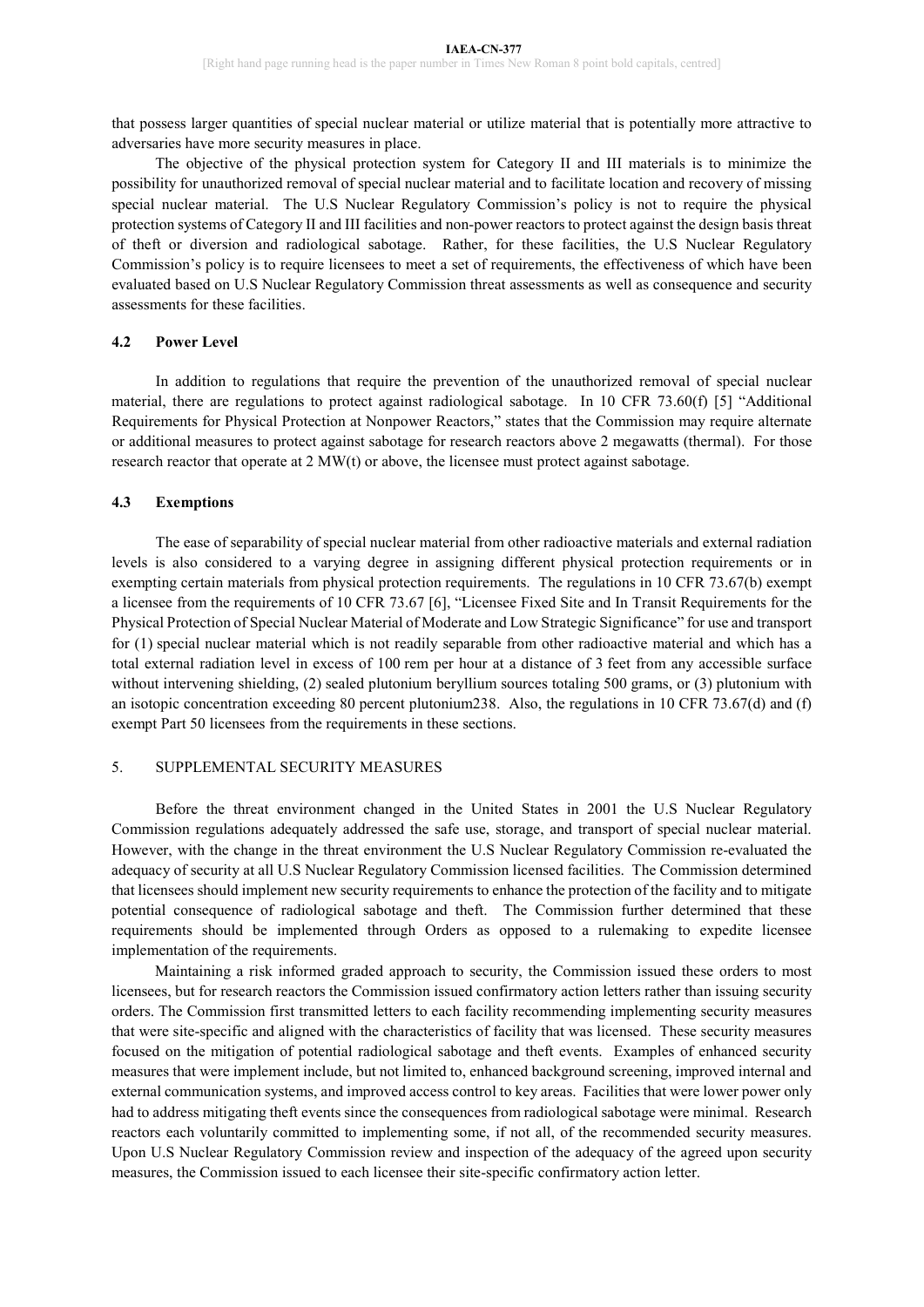that possess larger quantities of special nuclear material or utilize material that is potentially more attractive to adversaries have more security measures in place.

The objective of the physical protection system for Category II and III materials is to minimize the possibility for unauthorized removal of special nuclear material and to facilitate location and recovery of missing special nuclear material. The U.S Nuclear Regulatory Commission's policy is not to require the physical protection systems of Category II and III facilities and non-power reactors to protect against the design basis threat of theft or diversion and radiological sabotage. Rather, for these facilities, the U.S Nuclear Regulatory Commission's policy is to require licensees to meet a set of requirements, the effectiveness of which have been evaluated based on U.S Nuclear Regulatory Commission threat assessments as well as consequence and security assessments for these facilities.

### 4.2 Power Level

In addition to regulations that require the prevention of the unauthorized removal of special nuclear material, there are regulations to protect against radiological sabotage. In 10 CFR 73.60(f) [5] "Additional Requirements for Physical Protection at Nonpower Reactors," states that the Commission may require alternate or additional measures to protect against sabotage for research reactors above 2 megawatts (thermal). For those research reactor that operate at 2 MW(t) or above, the licensee must protect against sabotage.

### 4.3 Exemptions

The ease of separability of special nuclear material from other radioactive materials and external radiation levels is also considered to a varying degree in assigning different physical protection requirements or in exempting certain materials from physical protection requirements. The regulations in 10 CFR 73.67(b) exempt a licensee from the requirements of 10 CFR 73.67 [6], "Licensee Fixed Site and In Transit Requirements for the Physical Protection of Special Nuclear Material of Moderate and Low Strategic Significance" for use and transport for (1) special nuclear material which is not readily separable from other radioactive material and which has a total external radiation level in excess of 100 rem per hour at a distance of 3 feet from any accessible surface without intervening shielding, (2) sealed plutonium beryllium sources totaling 500 grams, or (3) plutonium with an isotopic concentration exceeding 80 percent plutonium238. Also, the regulations in 10 CFR 73.67(d) and (f) exempt Part 50 licensees from the requirements in these sections.

## 5. SUPPLEMENTAL SECURITY MEASURES

Before the threat environment changed in the United States in 2001 the U.S Nuclear Regulatory Commission regulations adequately addressed the safe use, storage, and transport of special nuclear material. However, with the change in the threat environment the U.S Nuclear Regulatory Commission re-evaluated the adequacy of security at all U.S Nuclear Regulatory Commission licensed facilities. The Commission determined that licensees should implement new security requirements to enhance the protection of the facility and to mitigate potential consequence of radiological sabotage and theft. The Commission further determined that these requirements should be implemented through Orders as opposed to a rulemaking to expedite licensee implementation of the requirements.

Maintaining a risk informed graded approach to security, the Commission issued these orders to most licensees, but for research reactors the Commission issued confirmatory action letters rather than issuing security orders. The Commission first transmitted letters to each facility recommending implementing security measures that were site-specific and aligned with the characteristics of facility that was licensed. These security measures focused on the mitigation of potential radiological sabotage and theft events. Examples of enhanced security measures that were implement include, but not limited to, enhanced background screening, improved internal and external communication systems, and improved access control to key areas. Facilities that were lower power only had to address mitigating theft events since the consequences from radiological sabotage were minimal. Research reactors each voluntarily committed to implementing some, if not all, of the recommended security measures. Upon U.S Nuclear Regulatory Commission review and inspection of the adequacy of the agreed upon security measures, the Commission issued to each licensee their site-specific confirmatory action letter.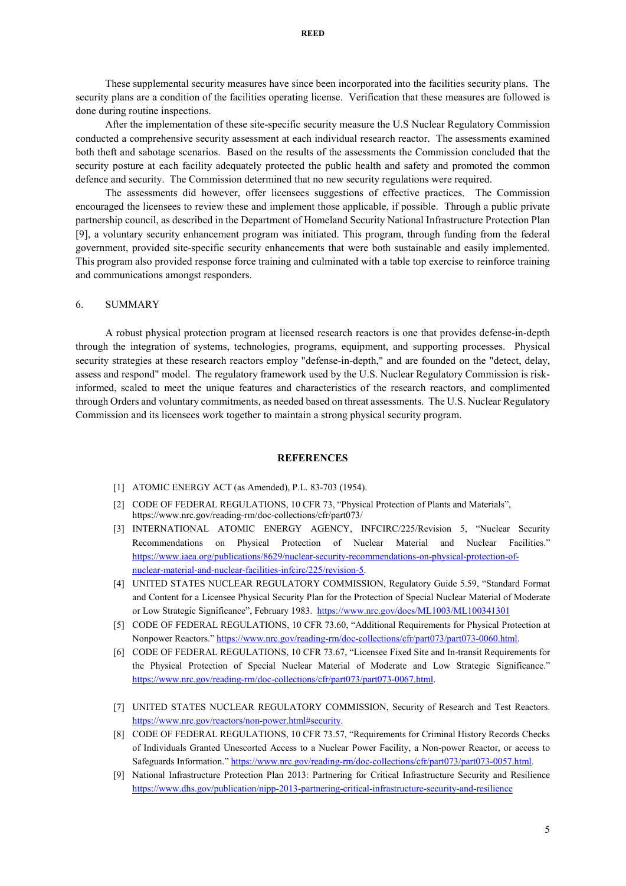These supplemental security measures have since been incorporated into the facilities security plans. The security plans are a condition of the facilities operating license. Verification that these measures are followed is done during routine inspections.

After the implementation of these site-specific security measure the U.S Nuclear Regulatory Commission conducted a comprehensive security assessment at each individual research reactor. The assessments examined both theft and sabotage scenarios. Based on the results of the assessments the Commission concluded that the security posture at each facility adequately protected the public health and safety and promoted the common defence and security. The Commission determined that no new security regulations were required.

The assessments did however, offer licensees suggestions of effective practices. The Commission encouraged the licensees to review these and implement those applicable, if possible. Through a public private partnership council, as described in the Department of Homeland Security National Infrastructure Protection Plan [9], a voluntary security enhancement program was initiated. This program, through funding from the federal government, provided site-specific security enhancements that were both sustainable and easily implemented. This program also provided response force training and culminated with a table top exercise to reinforce training and communications amongst responders.

## 6. SUMMARY

A robust physical protection program at licensed research reactors is one that provides defense-in-depth through the integration of systems, technologies, programs, equipment, and supporting processes. Physical security strategies at these research reactors employ "defense-in-depth," and are founded on the "detect, delay, assess and respond" model. The regulatory framework used by the U.S. Nuclear Regulatory Commission is risk-informed, scaled to meet the unique features and characteristics of the research reactors, and complimented through Orders and voluntary commitments, as needed based on threat assessments. The U.S. Nuclear Regulatory Commission and its licensees work together to maintain a strong physical security program.

## REFERENCES

[1] ATOMIC ENERGY ACT (as Amended), P.L. 83-703 (1954).

[2] CODE OF FEDERAL REGULATIONS, 10 CFR 73, "Physical Protection of Plants and Materials", https://www.nrc.gov/reading-rm/doc-collections/cfr/part073/

[3] INTERNATIONAL ATOMIC ENERGY AGENCY, INFCIRC/225/Revision 5, "Nuclear Security Recommendations on Physical Protection of Nuclear Material and Nuclear Facilities." https://www.iaea.org/publications/8629/nuclear-security-recommendations-on-physical-protection-of-nuclear-material-and-nuclear-facilities-infcirc/225/revision-5.

[4] UNITED STATES NUCLEAR REGULATORY COMMISSION, Regulatory Guide 5.59, "Standard Format and Content for a Licensee Physical Security Plan for the Protection of Special Nuclear Material of Moderate or Low Strategic Significance", February 1983. https://www.nrc.gov/docs/ML1003/ML100341301

[5] CODE OF FEDERAL REGULATIONS, 10 CFR 73.60, "Additional Requirements for Physical Protection at Nonpower Reactors." https://www.nrc.gov/reading-rm/doc-collections/cfr/part073/part073-0060.html.

[6] CODE OF FEDERAL REGULATIONS, 10 CFR 73.67, "Licensee Fixed Site and In-transit Requirements for the Physical Protection of Special Nuclear Material of Moderate and Low Strategic Significance." https://www.nrc.gov/reading-rm/doc-collections/cfr/part073/part073-0067.html.

[7] UNITED STATES NUCLEAR REGULATORY COMMISSION, Security of Research and Test Reactors. https://www.nrc.gov/reactors/non-power.html#security.

[8] CODE OF FEDERAL REGULATIONS, 10 CFR 73.57, "Requirements for Criminal History Records Checks of Individuals Granted Unescorted Access to a Nuclear Power Facility, a Non-power Reactor, or access to Safeguards Information." https://www.nrc.gov/reading-rm/doc-collections/cfr/part073/part073-0057.html.

[9] National Infrastructure Protection Plan 2013: Partnering for Critical Infrastructure Security and Resilience https://www.dhs.gov/publication/nipp-2013-partnering-critical-infrastructure-security-and-resilience